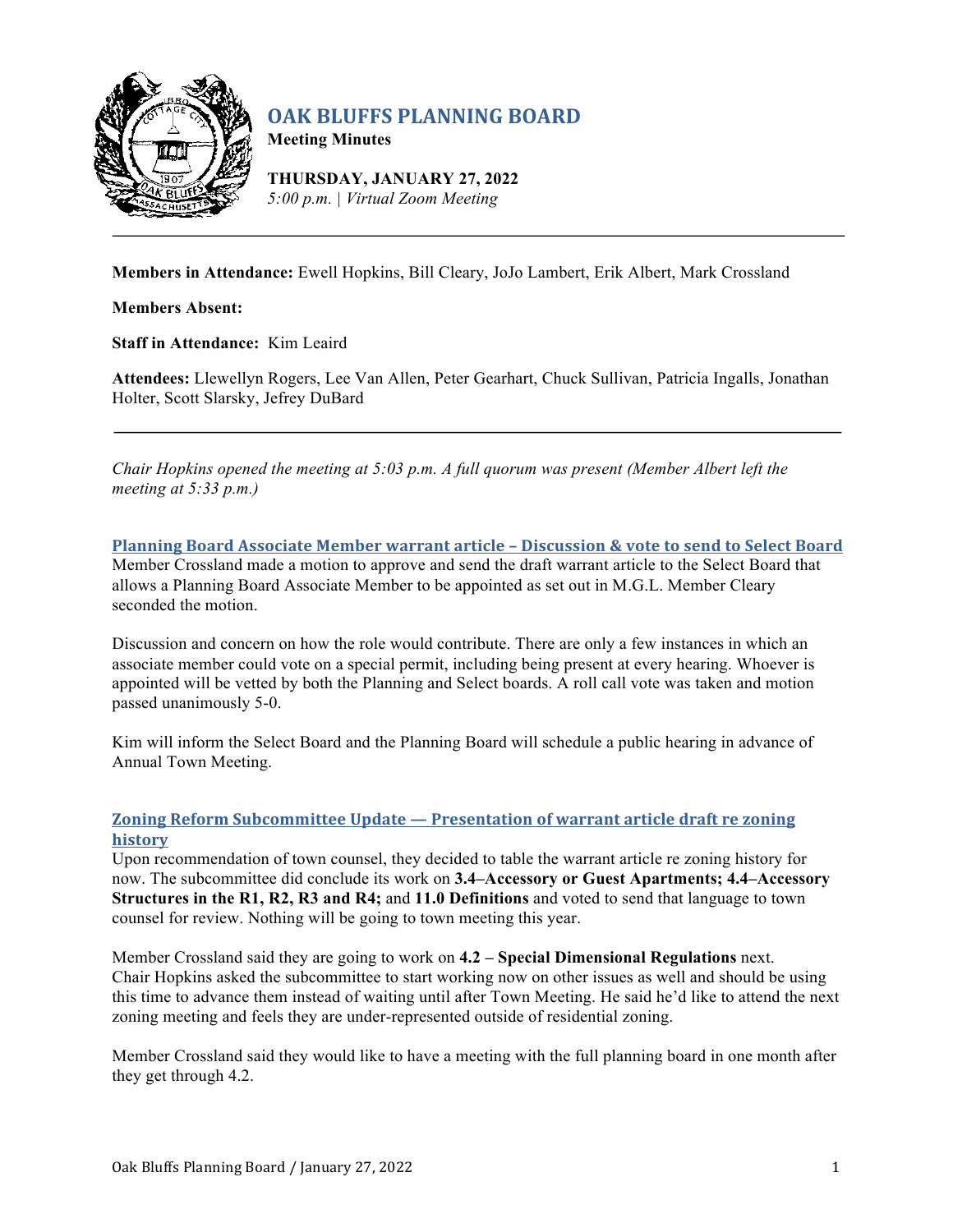# OAK BLUFFS PLANNING BOARD

**Meeting Minutes**

**THURSDAY, JANUARY 27, 2022**
*5:00 p.m. | Virtual Zoom Meeting*

---

**Members in Attendance:** Ewell Hopkins, Bill Cleary, JoJo Lambert, Erik Albert, Mark Crossland

**Members Absent:**

**Staff in Attendance:** Kim Leaird

**Attendees:** Llewellyn Rogers, Lee Van Allen, Peter Gearhart, Chuck Sullivan, Patricia Ingalls, Jonathan Holter, Scott Slarsky, Jefrey DuBard

---

*Chair Hopkins opened the meeting at 5:03 p.m. A full quorum was present (Member Albert left the meeting at 5:33 p.m.)*

## Planning Board Associate Member warrant article – Discussion & vote to send to Select Board

Member Crossland made a motion to approve and send the draft warrant article to the Select Board that allows a Planning Board Associate Member to be appointed as set out in M.G.L. Member Cleary seconded the motion.

Discussion and concern on how the role would contribute. There are only a few instances in which an associate member could vote on a special permit, including being present at every hearing. Whoever is appointed will be vetted by both the Planning and Select boards. A roll call vote was taken and motion passed unanimously 5-0.

Kim will inform the Select Board and the Planning Board will schedule a public hearing in advance of Annual Town Meeting.

## Zoning Reform Subcommittee Update — Presentation of warrant article draft re zoning history

Upon recommendation of town counsel, they decided to table the warrant article re zoning history for now. The subcommittee did conclude its work on **3.4–Accessory or Guest Apartments; 4.4–Accessory Structures in the R1, R2, R3 and R4;** and **11.0 Definitions** and voted to send that language to town counsel for review. Nothing will be going to town meeting this year.

Member Crossland said they are going to work on **4.2 – Special Dimensional Regulations** next. Chair Hopkins asked the subcommittee to start working now on other issues as well and should be using this time to advance them instead of waiting until after Town Meeting. He said he'd like to attend the next zoning meeting and feels they are under-represented outside of residential zoning.

Member Crossland said they would like to have a meeting with the full planning board in one month after they get through 4.2.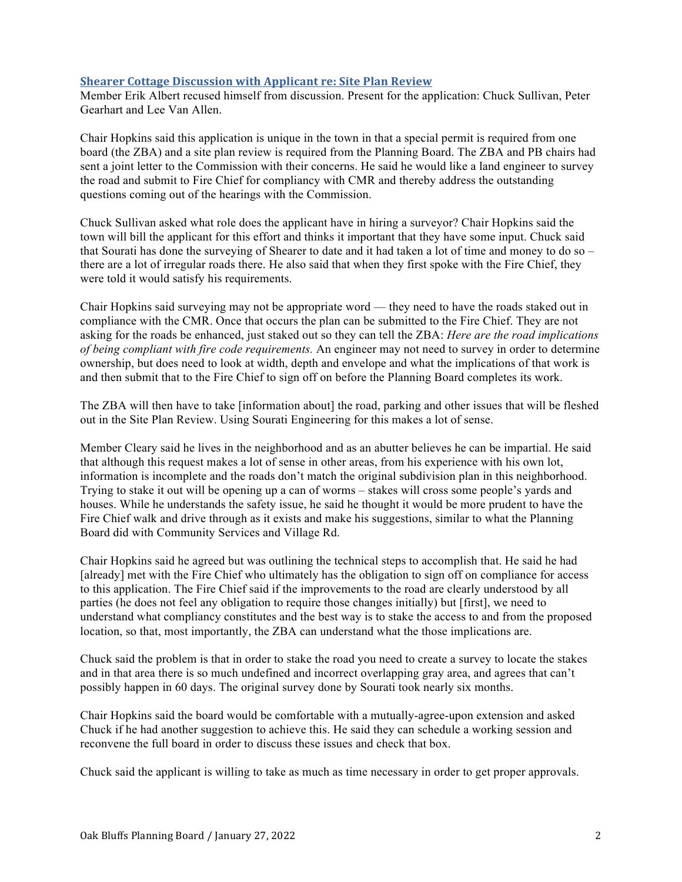## Shearer Cottage Discussion with Applicant re: Site Plan Review

Member Erik Albert recused himself from discussion. Present for the application: Chuck Sullivan, Peter Gearhart and Lee Van Allen.

Chair Hopkins said this application is unique in the town in that a special permit is required from one board (the ZBA) and a site plan review is required from the Planning Board. The ZBA and PB chairs had sent a joint letter to the Commission with their concerns. He said he would like a land engineer to survey the road and submit to Fire Chief for compliancy with CMR and thereby address the outstanding questions coming out of the hearings with the Commission.

Chuck Sullivan asked what role does the applicant have in hiring a surveyor? Chair Hopkins said the town will bill the applicant for this effort and thinks it important that they have some input. Chuck said that Sourati has done the surveying of Shearer to date and it had taken a lot of time and money to do so – there are a lot of irregular roads there. He also said that when they first spoke with the Fire Chief, they were told it would satisfy his requirements.

Chair Hopkins said surveying may not be appropriate word — they need to have the roads staked out in compliance with the CMR. Once that occurs the plan can be submitted to the Fire Chief. They are not asking for the roads be enhanced, just staked out so they can tell the ZBA: *Here are the road implications of being compliant with fire code requirements.* An engineer may not need to survey in order to determine ownership, but does need to look at width, depth and envelope and what the implications of that work is and then submit that to the Fire Chief to sign off on before the Planning Board completes its work.

The ZBA will then have to take [information about] the road, parking and other issues that will be fleshed out in the Site Plan Review. Using Sourati Engineering for this makes a lot of sense.

Member Cleary said he lives in the neighborhood and as an abutter believes he can be impartial. He said that although this request makes a lot of sense in other areas, from his experience with his own lot, information is incomplete and the roads don't match the original subdivision plan in this neighborhood. Trying to stake it out will be opening up a can of worms – stakes will cross some people's yards and houses. While he understands the safety issue, he said he thought it would be more prudent to have the Fire Chief walk and drive through as it exists and make his suggestions, similar to what the Planning Board did with Community Services and Village Rd.

Chair Hopkins said he agreed but was outlining the technical steps to accomplish that. He said he had [already] met with the Fire Chief who ultimately has the obligation to sign off on compliance for access to this application. The Fire Chief said if the improvements to the road are clearly understood by all parties (he does not feel any obligation to require those changes initially) but [first], we need to understand what compliancy constitutes and the best way is to stake the access to and from the proposed location, so that, most importantly, the ZBA can understand what the those implications are.

Chuck said the problem is that in order to stake the road you need to create a survey to locate the stakes and in that area there is so much undefined and incorrect overlapping gray area, and agrees that can't possibly happen in 60 days. The original survey done by Sourati took nearly six months.

Chair Hopkins said the board would be comfortable with a mutually-agree-upon extension and asked Chuck if he had another suggestion to achieve this. He said they can schedule a working session and reconvene the full board in order to discuss these issues and check that box.

Chuck said the applicant is willing to take as much as time necessary in order to get proper approvals.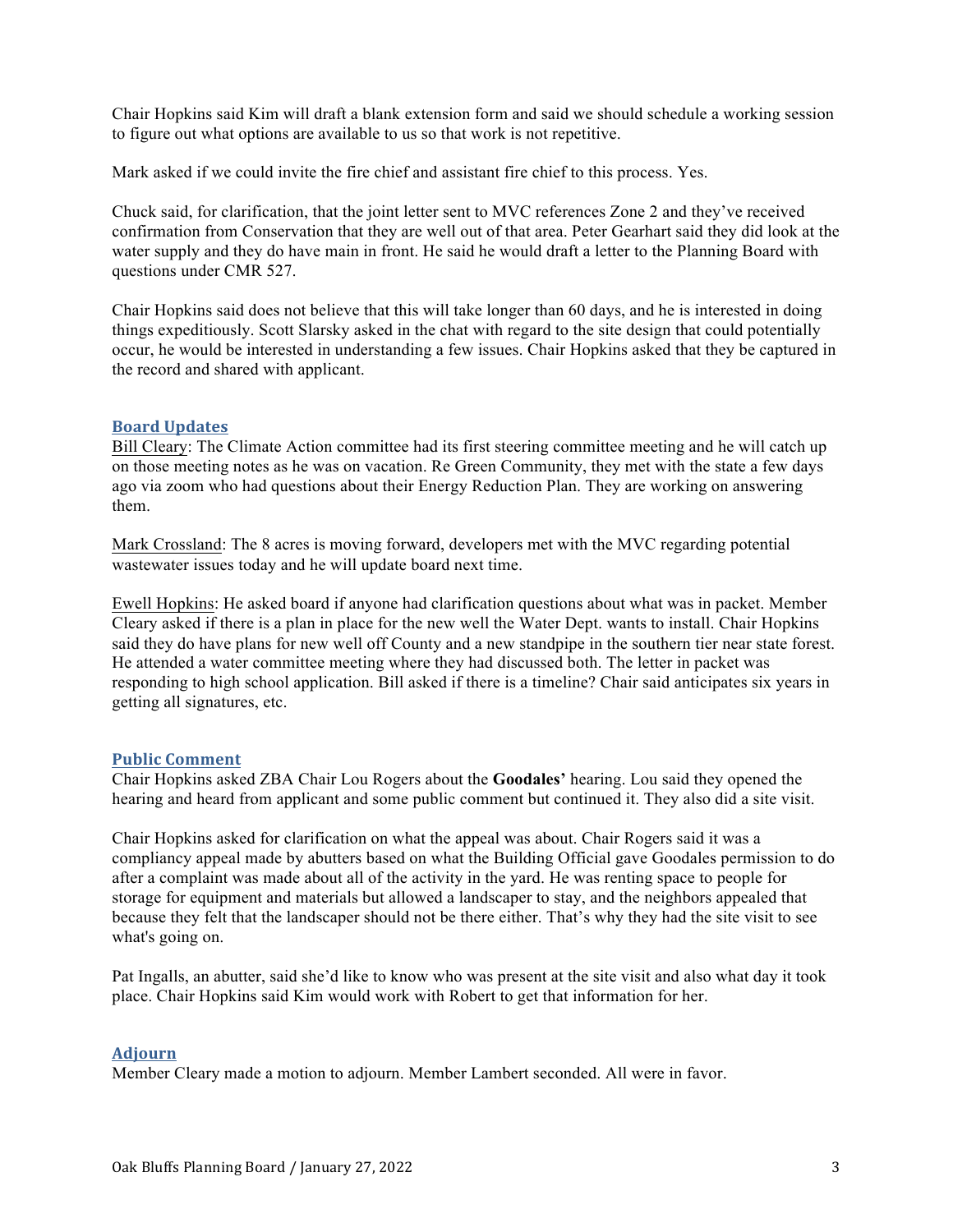Chair Hopkins said Kim will draft a blank extension form and said we should schedule a working session to figure out what options are available to us so that work is not repetitive.

Mark asked if we could invite the fire chief and assistant fire chief to this process. Yes.

Chuck said, for clarification, that the joint letter sent to MVC references Zone 2 and they've received confirmation from Conservation that they are well out of that area. Peter Gearhart said they did look at the water supply and they do have main in front. He said he would draft a letter to the Planning Board with questions under CMR 527.

Chair Hopkins said does not believe that this will take longer than 60 days, and he is interested in doing things expeditiously. Scott Slarsky asked in the chat with regard to the site design that could potentially occur, he would be interested in understanding a few issues. Chair Hopkins asked that they be captured in the record and shared with applicant.

## Board Updates

Bill Cleary: The Climate Action committee had its first steering committee meeting and he will catch up on those meeting notes as he was on vacation. Re Green Community, they met with the state a few days ago via zoom who had questions about their Energy Reduction Plan. They are working on answering them.

Mark Crossland: The 8 acres is moving forward, developers met with the MVC regarding potential wastewater issues today and he will update board next time.

Ewell Hopkins: He asked board if anyone had clarification questions about what was in packet. Member Cleary asked if there is a plan in place for the new well the Water Dept. wants to install. Chair Hopkins said they do have plans for new well off County and a new standpipe in the southern tier near state forest. He attended a water committee meeting where they had discussed both. The letter in packet was responding to high school application. Bill asked if there is a timeline? Chair said anticipates six years in getting all signatures, etc.

## Public Comment

Chair Hopkins asked ZBA Chair Lou Rogers about the **Goodales'** hearing. Lou said they opened the hearing and heard from applicant and some public comment but continued it. They also did a site visit.

Chair Hopkins asked for clarification on what the appeal was about. Chair Rogers said it was a compliancy appeal made by abutters based on what the Building Official gave Goodales permission to do after a complaint was made about all of the activity in the yard. He was renting space to people for storage for equipment and materials but allowed a landscaper to stay, and the neighbors appealed that because they felt that the landscaper should not be there either. That's why they had the site visit to see what's going on.

Pat Ingalls, an abutter, said she'd like to know who was present at the site visit and also what day it took place. Chair Hopkins said Kim would work with Robert to get that information for her.

## Adjourn

Member Cleary made a motion to adjourn. Member Lambert seconded. All were in favor.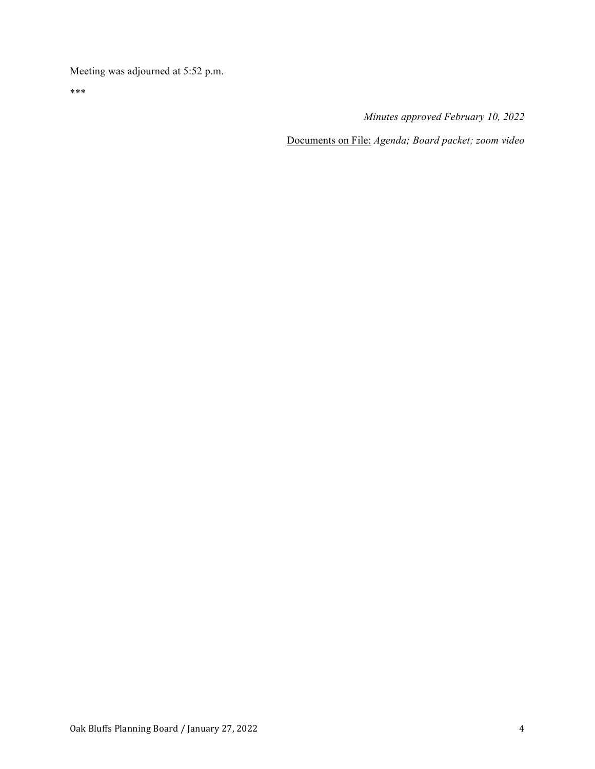Meeting was adjourned at 5:52 p.m.

***

*Minutes approved February 10, 2022*

<u>Documents on File:</u> *Agenda; Board packet; zoom video*